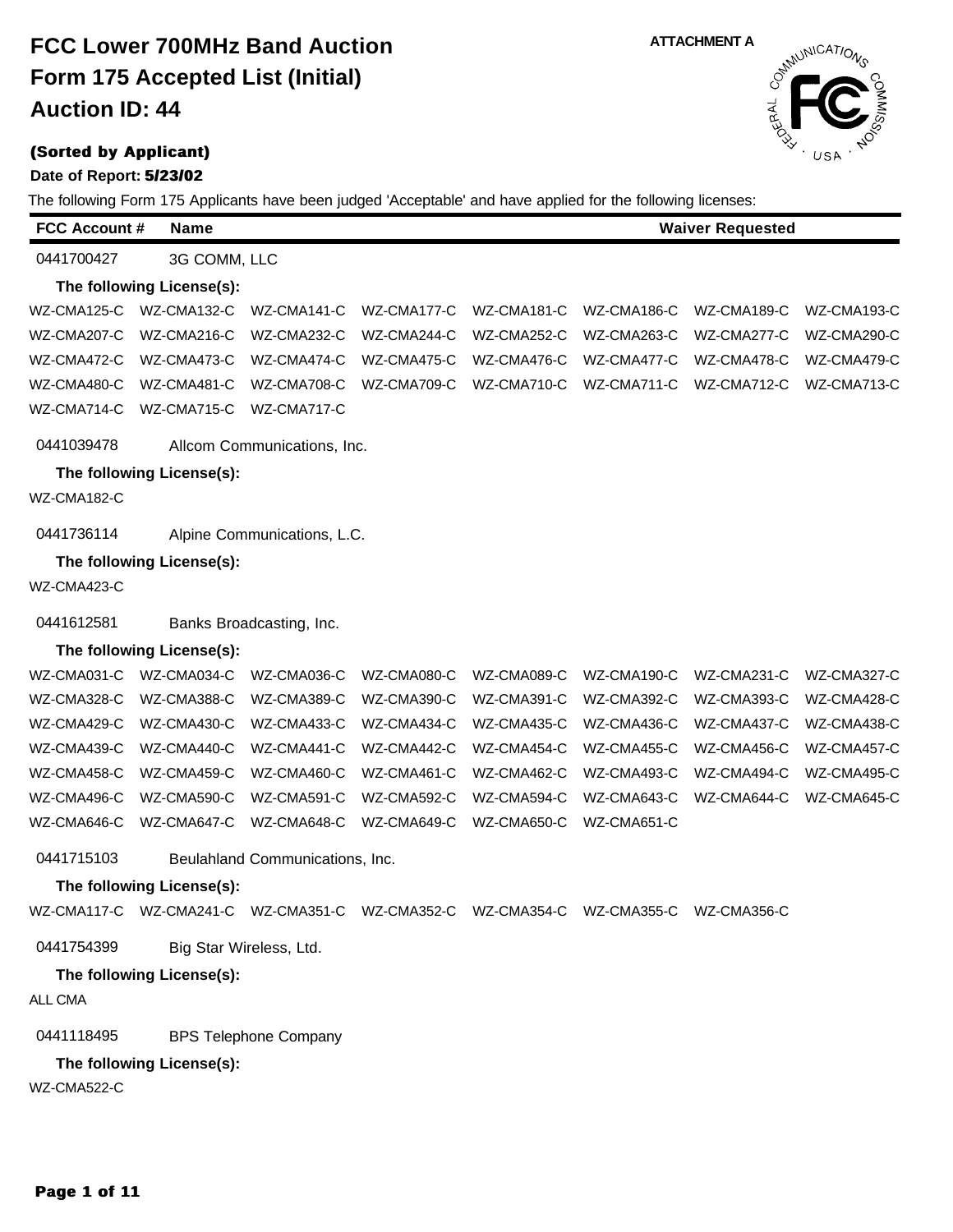# FCC Lower 700MHz Band Auction
# Form 175 Accepted List (Initial)
# Auction ID: 44

ATTACHMENT A

**(Sorted by Applicant)**

**Date of Report: 5/23/02**

The following Form 175 Applicants have been judged 'Acceptable' and have applied for the following licenses:

| FCC Account # | Name | Waiver Requested |
|---|---|---|

0441700427 3G COMM, LLC

**The following License(s):**

WZ-CMA125-C WZ-CMA132-C WZ-CMA141-C WZ-CMA177-C WZ-CMA181-C WZ-CMA186-C WZ-CMA189-C WZ-CMA193-C
WZ-CMA207-C WZ-CMA216-C WZ-CMA232-C WZ-CMA244-C WZ-CMA252-C WZ-CMA263-C WZ-CMA277-C WZ-CMA290-C
WZ-CMA472-C WZ-CMA473-C WZ-CMA474-C WZ-CMA475-C WZ-CMA476-C WZ-CMA477-C WZ-CMA478-C WZ-CMA479-C
WZ-CMA480-C WZ-CMA481-C WZ-CMA708-C WZ-CMA709-C WZ-CMA710-C WZ-CMA711-C WZ-CMA712-C WZ-CMA713-C
WZ-CMA714-C WZ-CMA715-C WZ-CMA717-C

0441039478 Allcom Communications, Inc.

**The following License(s):**

WZ-CMA182-C

0441736114 Alpine Communications, L.C.

**The following License(s):**

WZ-CMA423-C

0441612581 Banks Broadcasting, Inc.

**The following License(s):**

WZ-CMA031-C WZ-CMA034-C WZ-CMA036-C WZ-CMA080-C WZ-CMA089-C WZ-CMA190-C WZ-CMA231-C WZ-CMA327-C
WZ-CMA328-C WZ-CMA388-C WZ-CMA389-C WZ-CMA390-C WZ-CMA391-C WZ-CMA392-C WZ-CMA393-C WZ-CMA428-C
WZ-CMA429-C WZ-CMA430-C WZ-CMA433-C WZ-CMA434-C WZ-CMA435-C WZ-CMA436-C WZ-CMA437-C WZ-CMA438-C
WZ-CMA439-C WZ-CMA440-C WZ-CMA441-C WZ-CMA442-C WZ-CMA454-C WZ-CMA455-C WZ-CMA456-C WZ-CMA457-C
WZ-CMA458-C WZ-CMA459-C WZ-CMA460-C WZ-CMA461-C WZ-CMA462-C WZ-CMA493-C WZ-CMA494-C WZ-CMA495-C
WZ-CMA496-C WZ-CMA590-C WZ-CMA591-C WZ-CMA592-C WZ-CMA594-C WZ-CMA643-C WZ-CMA644-C WZ-CMA645-C
WZ-CMA646-C WZ-CMA647-C WZ-CMA648-C WZ-CMA649-C WZ-CMA650-C WZ-CMA651-C

0441715103 Beulahland Communications, Inc.

**The following License(s):**

WZ-CMA117-C WZ-CMA241-C WZ-CMA351-C WZ-CMA352-C WZ-CMA354-C WZ-CMA355-C WZ-CMA356-C

0441754399 Big Star Wireless, Ltd.

**The following License(s):**

ALL CMA

0441118495 BPS Telephone Company

**The following License(s):**

WZ-CMA522-C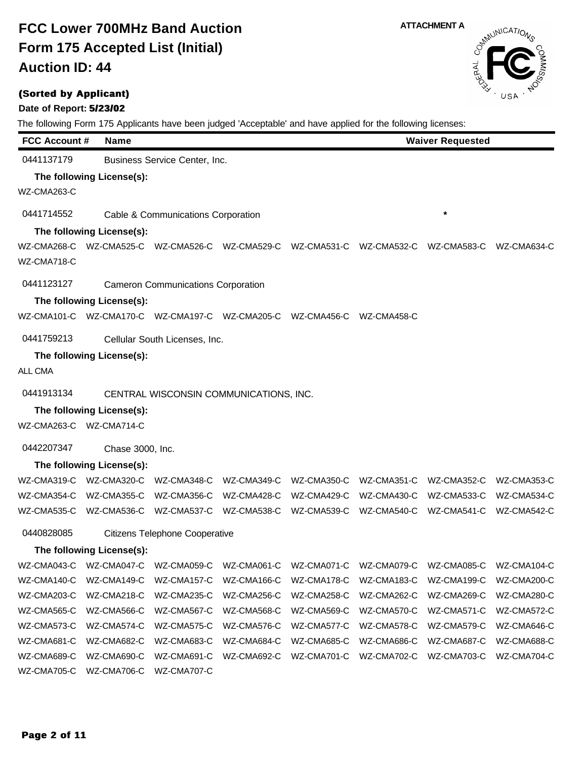# FCC Lower 700MHz Band Auction

## Form 175 Accepted List (Initial)

## Auction ID: 44

ATTACHMENT A

**(Sorted by Applicant)**

**Date of Report: 5/23/02**

The following Form 175 Applicants have been judged 'Acceptable' and have applied for the following licenses:

| FCC Account # | Name | Waiver Requested |
|---|---|---|
| 0441137179 | Business Service Center, Inc. | |

**The following License(s):**

WZ-CMA263-C

| FCC Account # | Name | Waiver Requested |
|---|---|---|
| 0441714552 | Cable & Communications Corporation | * |

**The following License(s):**

WZ-CMA268-C WZ-CMA525-C WZ-CMA526-C WZ-CMA529-C WZ-CMA531-C WZ-CMA532-C WZ-CMA583-C WZ-CMA634-C
WZ-CMA718-C

| FCC Account # | Name | Waiver Requested |
|---|---|---|
| 0441123127 | Cameron Communications Corporation | |

**The following License(s):**

WZ-CMA101-C WZ-CMA170-C WZ-CMA197-C WZ-CMA205-C WZ-CMA456-C WZ-CMA458-C

| FCC Account # | Name | Waiver Requested |
|---|---|---|
| 0441759213 | Cellular South Licenses, Inc. | |

**The following License(s):**

ALL CMA

| FCC Account # | Name | Waiver Requested |
|---|---|---|
| 0441913134 | CENTRAL WISCONSIN COMMUNICATIONS, INC. | |

**The following License(s):**

WZ-CMA263-C WZ-CMA714-C

| FCC Account # | Name | Waiver Requested |
|---|---|---|
| 0442207347 | Chase 3000, Inc. | |

**The following License(s):**

WZ-CMA319-C WZ-CMA320-C WZ-CMA348-C WZ-CMA349-C WZ-CMA350-C WZ-CMA351-C WZ-CMA352-C WZ-CMA353-C
WZ-CMA354-C WZ-CMA355-C WZ-CMA356-C WZ-CMA428-C WZ-CMA429-C WZ-CMA430-C WZ-CMA533-C WZ-CMA534-C
WZ-CMA535-C WZ-CMA536-C WZ-CMA537-C WZ-CMA538-C WZ-CMA539-C WZ-CMA540-C WZ-CMA541-C WZ-CMA542-C

| FCC Account # | Name | Waiver Requested |
|---|---|---|
| 0440828085 | Citizens Telephone Cooperative | |

**The following License(s):**

WZ-CMA043-C WZ-CMA047-C WZ-CMA059-C WZ-CMA061-C WZ-CMA071-C WZ-CMA079-C WZ-CMA085-C WZ-CMA104-C
WZ-CMA140-C WZ-CMA149-C WZ-CMA157-C WZ-CMA166-C WZ-CMA178-C WZ-CMA183-C WZ-CMA199-C WZ-CMA200-C
WZ-CMA203-C WZ-CMA218-C WZ-CMA235-C WZ-CMA256-C WZ-CMA258-C WZ-CMA262-C WZ-CMA269-C WZ-CMA280-C
WZ-CMA565-C WZ-CMA566-C WZ-CMA567-C WZ-CMA568-C WZ-CMA569-C WZ-CMA570-C WZ-CMA571-C WZ-CMA572-C
WZ-CMA573-C WZ-CMA574-C WZ-CMA575-C WZ-CMA576-C WZ-CMA577-C WZ-CMA578-C WZ-CMA579-C WZ-CMA646-C
WZ-CMA681-C WZ-CMA682-C WZ-CMA683-C WZ-CMA684-C WZ-CMA685-C WZ-CMA686-C WZ-CMA687-C WZ-CMA688-C
WZ-CMA689-C WZ-CMA690-C WZ-CMA691-C WZ-CMA692-C WZ-CMA701-C WZ-CMA702-C WZ-CMA703-C WZ-CMA704-C
WZ-CMA705-C WZ-CMA706-C WZ-CMA707-C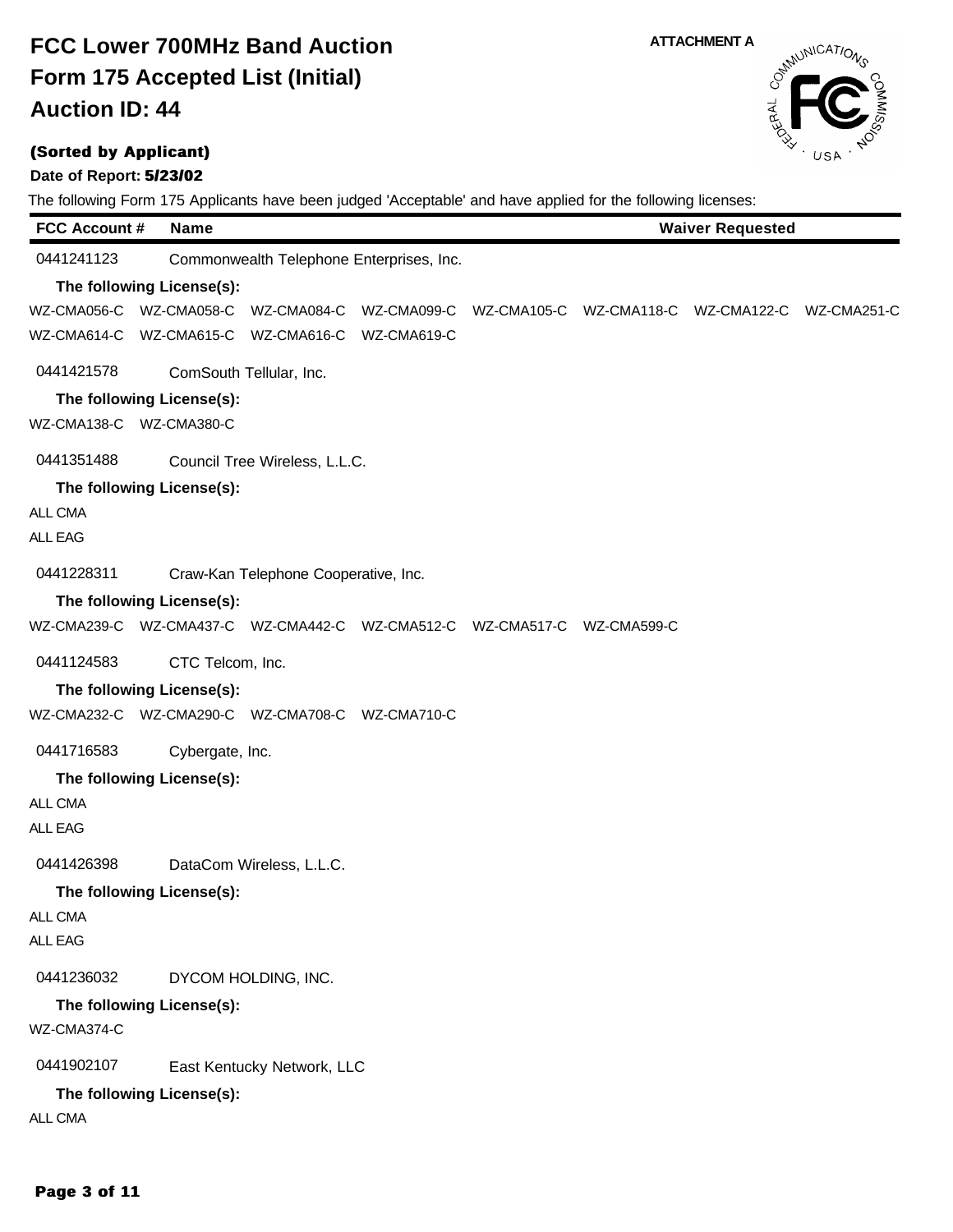# FCC Lower 700MHz Band Auction
# Form 175 Accepted List (Initial)
# Auction ID: 44

ATTACHMENT A

**(Sorted by Applicant)**

**Date of Report: 5/23/02**

The following Form 175 Applicants have been judged 'Acceptable' and have applied for the following licenses:

| FCC Account # | Name | Waiver Requested |
|---|---|---|

0441241123 Commonwealth Telephone Enterprises, Inc.

**The following License(s):**

WZ-CMA056-C WZ-CMA058-C WZ-CMA084-C WZ-CMA099-C WZ-CMA105-C WZ-CMA118-C WZ-CMA122-C WZ-CMA251-C
WZ-CMA614-C WZ-CMA615-C WZ-CMA616-C WZ-CMA619-C

0441421578 ComSouth Tellular, Inc.

**The following License(s):**

WZ-CMA138-C WZ-CMA380-C

0441351488 Council Tree Wireless, L.L.C.

**The following License(s):**

ALL CMA
ALL EAG

0441228311 Craw-Kan Telephone Cooperative, Inc.

**The following License(s):**

WZ-CMA239-C WZ-CMA437-C WZ-CMA442-C WZ-CMA512-C WZ-CMA517-C WZ-CMA599-C

0441124583 CTC Telcom, Inc.

**The following License(s):**

WZ-CMA232-C WZ-CMA290-C WZ-CMA708-C WZ-CMA710-C

0441716583 Cybergate, Inc.

**The following License(s):**

ALL CMA
ALL EAG

0441426398 DataCom Wireless, L.L.C.

**The following License(s):**

ALL CMA
ALL EAG

0441236032 DYCOM HOLDING, INC.

**The following License(s):**

WZ-CMA374-C

0441902107 East Kentucky Network, LLC

**The following License(s):**

ALL CMA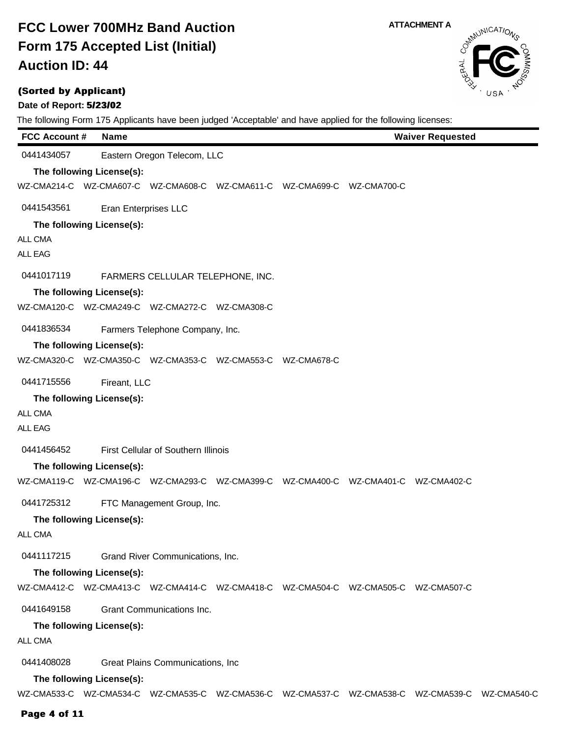# FCC Lower 700MHz Band Auction

# Form 175 Accepted List (Initial)

# Auction ID: 44

ATTACHMENT A

**(Sorted by Applicant)**

**Date of Report: 5/23/02**

The following Form 175 Applicants have been judged 'Acceptable' and have applied for the following licenses:

| FCC Account # | Name | Waiver Requested |
|---|---|---|

**0441434057** Eastern Oregon Telecom, LLC

**The following License(s):**

WZ-CMA214-C WZ-CMA607-C WZ-CMA608-C WZ-CMA611-C WZ-CMA699-C WZ-CMA700-C

**0441543561** Eran Enterprises LLC

**The following License(s):**

ALL CMA

ALL EAG

**0441017119** FARMERS CELLULAR TELEPHONE, INC.

**The following License(s):**

WZ-CMA120-C WZ-CMA249-C WZ-CMA272-C WZ-CMA308-C

**0441836534** Farmers Telephone Company, Inc.

**The following License(s):**

WZ-CMA320-C WZ-CMA350-C WZ-CMA353-C WZ-CMA553-C WZ-CMA678-C

**0441715556** Fireant, LLC

**The following License(s):**

ALL CMA

ALL EAG

**0441456452** First Cellular of Southern Illinois

**The following License(s):**

WZ-CMA119-C WZ-CMA196-C WZ-CMA293-C WZ-CMA399-C WZ-CMA400-C WZ-CMA401-C WZ-CMA402-C

**0441725312** FTC Management Group, Inc.

**The following License(s):**

ALL CMA

**0441117215** Grand River Communications, Inc.

**The following License(s):**

WZ-CMA412-C WZ-CMA413-C WZ-CMA414-C WZ-CMA418-C WZ-CMA504-C WZ-CMA505-C WZ-CMA507-C

**0441649158** Grant Communications Inc.

**The following License(s):**

ALL CMA

**0441408028** Great Plains Communications, Inc

**The following License(s):**

WZ-CMA533-C WZ-CMA534-C WZ-CMA535-C WZ-CMA536-C WZ-CMA537-C WZ-CMA538-C WZ-CMA539-C WZ-CMA540-C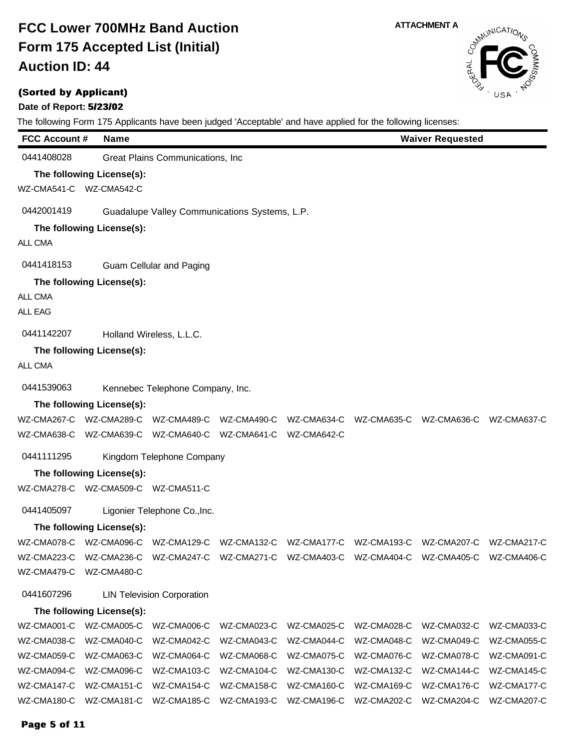# FCC Lower 700MHz Band Auction
# Form 175 Accepted List (Initial)
# Auction ID: 44

ATTACHMENT A

**(Sorted by Applicant)**

**Date of Report: 5/23/02**

The following Form 175 Applicants have been judged 'Acceptable' and have applied for the following licenses:

| FCC Account # | Name | Waiver Requested |
|---|---|---|

0441408028 Great Plains Communications, Inc

**The following License(s):**

WZ-CMA541-C WZ-CMA542-C

0442001419 Guadalupe Valley Communications Systems, L.P.

**The following License(s):**

ALL CMA

0441418153 Guam Cellular and Paging

**The following License(s):**

ALL CMA

ALL EAG

0441142207 Holland Wireless, L.L.C.

**The following License(s):**

ALL CMA

0441539063 Kennebec Telephone Company, Inc.

**The following License(s):**

WZ-CMA267-C WZ-CMA289-C WZ-CMA489-C WZ-CMA490-C WZ-CMA634-C WZ-CMA635-C WZ-CMA636-C WZ-CMA637-C
WZ-CMA638-C WZ-CMA639-C WZ-CMA640-C WZ-CMA641-C WZ-CMA642-C

0441111295 Kingdom Telephone Company

**The following License(s):**

WZ-CMA278-C WZ-CMA509-C WZ-CMA511-C

0441405097 Ligonier Telephone Co.,Inc.

**The following License(s):**

WZ-CMA078-C WZ-CMA096-C WZ-CMA129-C WZ-CMA132-C WZ-CMA177-C WZ-CMA193-C WZ-CMA207-C WZ-CMA217-C
WZ-CMA223-C WZ-CMA236-C WZ-CMA247-C WZ-CMA271-C WZ-CMA403-C WZ-CMA404-C WZ-CMA405-C WZ-CMA406-C
WZ-CMA479-C WZ-CMA480-C

0441607296 LIN Television Corporation

**The following License(s):**

WZ-CMA001-C WZ-CMA005-C WZ-CMA006-C WZ-CMA023-C WZ-CMA025-C WZ-CMA028-C WZ-CMA032-C WZ-CMA033-C
WZ-CMA038-C WZ-CMA040-C WZ-CMA042-C WZ-CMA043-C WZ-CMA044-C WZ-CMA048-C WZ-CMA049-C WZ-CMA055-C
WZ-CMA059-C WZ-CMA063-C WZ-CMA064-C WZ-CMA068-C WZ-CMA075-C WZ-CMA076-C WZ-CMA078-C WZ-CMA091-C
WZ-CMA094-C WZ-CMA096-C WZ-CMA103-C WZ-CMA104-C WZ-CMA130-C WZ-CMA132-C WZ-CMA144-C WZ-CMA145-C
WZ-CMA147-C WZ-CMA151-C WZ-CMA154-C WZ-CMA158-C WZ-CMA160-C WZ-CMA169-C WZ-CMA176-C WZ-CMA177-C
WZ-CMA180-C WZ-CMA181-C WZ-CMA185-C WZ-CMA193-C WZ-CMA196-C WZ-CMA202-C WZ-CMA204-C WZ-CMA207-C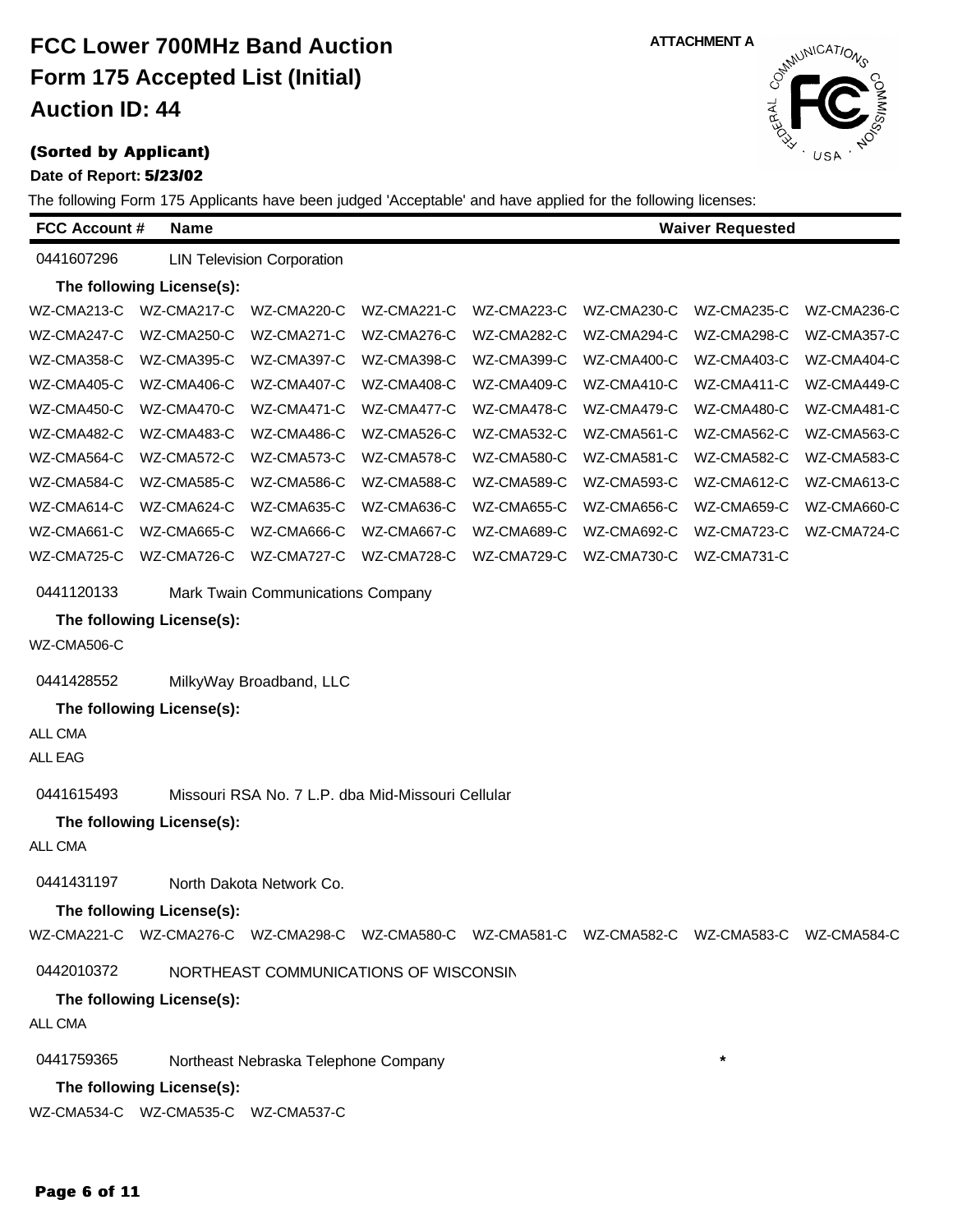**ATTACHMENT A**

# FCC Lower 700MHz Band Auction
# Form 175 Accepted List (Initial)
# Auction ID: 44

**(Sorted by Applicant)**

**Date of Report: 5/23/02**

The following Form 175 Applicants have been judged 'Acceptable' and have applied for the following licenses:

| FCC Account # | Name | Waiver Requested |
|---|---|---|
| 0441607296 | LIN Television Corporation | |

**The following License(s):**

WZ-CMA213-C WZ-CMA217-C WZ-CMA220-C WZ-CMA221-C WZ-CMA223-C WZ-CMA230-C WZ-CMA235-C WZ-CMA236-C
WZ-CMA247-C WZ-CMA250-C WZ-CMA271-C WZ-CMA276-C WZ-CMA282-C WZ-CMA294-C WZ-CMA298-C WZ-CMA357-C
WZ-CMA358-C WZ-CMA395-C WZ-CMA397-C WZ-CMA398-C WZ-CMA399-C WZ-CMA400-C WZ-CMA403-C WZ-CMA404-C
WZ-CMA405-C WZ-CMA406-C WZ-CMA407-C WZ-CMA408-C WZ-CMA409-C WZ-CMA410-C WZ-CMA411-C WZ-CMA449-C
WZ-CMA450-C WZ-CMA470-C WZ-CMA471-C WZ-CMA477-C WZ-CMA478-C WZ-CMA479-C WZ-CMA480-C WZ-CMA481-C
WZ-CMA482-C WZ-CMA483-C WZ-CMA486-C WZ-CMA526-C WZ-CMA532-C WZ-CMA561-C WZ-CMA562-C WZ-CMA563-C
WZ-CMA564-C WZ-CMA572-C WZ-CMA573-C WZ-CMA578-C WZ-CMA580-C WZ-CMA581-C WZ-CMA582-C WZ-CMA583-C
WZ-CMA584-C WZ-CMA585-C WZ-CMA586-C WZ-CMA588-C WZ-CMA589-C WZ-CMA593-C WZ-CMA612-C WZ-CMA613-C
WZ-CMA614-C WZ-CMA624-C WZ-CMA635-C WZ-CMA636-C WZ-CMA655-C WZ-CMA656-C WZ-CMA659-C WZ-CMA660-C
WZ-CMA661-C WZ-CMA665-C WZ-CMA666-C WZ-CMA667-C WZ-CMA689-C WZ-CMA692-C WZ-CMA723-C WZ-CMA724-C
WZ-CMA725-C WZ-CMA726-C WZ-CMA727-C WZ-CMA728-C WZ-CMA729-C WZ-CMA730-C WZ-CMA731-C

0441120133 Mark Twain Communications Company

**The following License(s):**

WZ-CMA506-C

0441428552 MilkyWay Broadband, LLC

**The following License(s):**

ALL CMA
ALL EAG

0441615493 Missouri RSA No. 7 L.P. dba Mid-Missouri Cellular

**The following License(s):**

ALL CMA

0441431197 North Dakota Network Co.

**The following License(s):**

WZ-CMA221-C WZ-CMA276-C WZ-CMA298-C WZ-CMA580-C WZ-CMA581-C WZ-CMA582-C WZ-CMA583-C WZ-CMA584-C

0442010372 NORTHEAST COMMUNICATIONS OF WISCONSIN

**The following License(s):**

ALL CMA

0441759365 Northeast Nebraska Telephone Company — Waiver Requested: *

**The following License(s):**

WZ-CMA534-C WZ-CMA535-C WZ-CMA537-C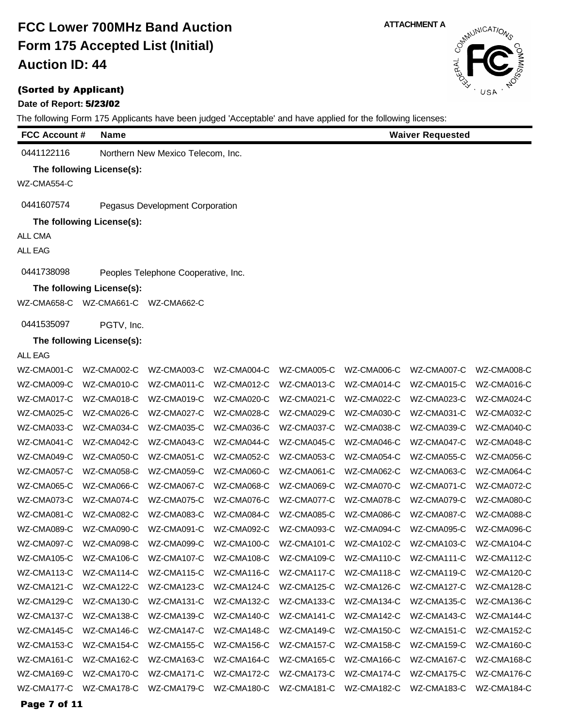# FCC Lower 700MHz Band Auction

## Form 175 Accepted List (Initial)

## Auction ID: 44

ATTACHMENT A

**(Sorted by Applicant)**

**Date of Report: 5/23/02**

The following Form 175 Applicants have been judged 'Acceptable' and have applied for the following licenses:

| FCC Account # | Name | Waiver Requested |
|---|---|---|

0441122116 Northern New Mexico Telecom, Inc.

**The following License(s):**

WZ-CMA554-C

0441607574 Pegasus Development Corporation

**The following License(s):**

ALL CMA

ALL EAG

0441738098 Peoples Telephone Cooperative, Inc.

**The following License(s):**

WZ-CMA658-C WZ-CMA661-C WZ-CMA662-C

0441535097 PGTV, Inc.

**The following License(s):**

ALL EAG

WZ-CMA001-C WZ-CMA002-C WZ-CMA003-C WZ-CMA004-C WZ-CMA005-C WZ-CMA006-C WZ-CMA007-C WZ-CMA008-C
WZ-CMA009-C WZ-CMA010-C WZ-CMA011-C WZ-CMA012-C WZ-CMA013-C WZ-CMA014-C WZ-CMA015-C WZ-CMA016-C
WZ-CMA017-C WZ-CMA018-C WZ-CMA019-C WZ-CMA020-C WZ-CMA021-C WZ-CMA022-C WZ-CMA023-C WZ-CMA024-C
WZ-CMA025-C WZ-CMA026-C WZ-CMA027-C WZ-CMA028-C WZ-CMA029-C WZ-CMA030-C WZ-CMA031-C WZ-CMA032-C
WZ-CMA033-C WZ-CMA034-C WZ-CMA035-C WZ-CMA036-C WZ-CMA037-C WZ-CMA038-C WZ-CMA039-C WZ-CMA040-C
WZ-CMA041-C WZ-CMA042-C WZ-CMA043-C WZ-CMA044-C WZ-CMA045-C WZ-CMA046-C WZ-CMA047-C WZ-CMA048-C
WZ-CMA049-C WZ-CMA050-C WZ-CMA051-C WZ-CMA052-C WZ-CMA053-C WZ-CMA054-C WZ-CMA055-C WZ-CMA056-C
WZ-CMA057-C WZ-CMA058-C WZ-CMA059-C WZ-CMA060-C WZ-CMA061-C WZ-CMA062-C WZ-CMA063-C WZ-CMA064-C
WZ-CMA065-C WZ-CMA066-C WZ-CMA067-C WZ-CMA068-C WZ-CMA069-C WZ-CMA070-C WZ-CMA071-C WZ-CMA072-C
WZ-CMA073-C WZ-CMA074-C WZ-CMA075-C WZ-CMA076-C WZ-CMA077-C WZ-CMA078-C WZ-CMA079-C WZ-CMA080-C
WZ-CMA081-C WZ-CMA082-C WZ-CMA083-C WZ-CMA084-C WZ-CMA085-C WZ-CMA086-C WZ-CMA087-C WZ-CMA088-C
WZ-CMA089-C WZ-CMA090-C WZ-CMA091-C WZ-CMA092-C WZ-CMA093-C WZ-CMA094-C WZ-CMA095-C WZ-CMA096-C
WZ-CMA097-C WZ-CMA098-C WZ-CMA099-C WZ-CMA100-C WZ-CMA101-C WZ-CMA102-C WZ-CMA103-C WZ-CMA104-C
WZ-CMA105-C WZ-CMA106-C WZ-CMA107-C WZ-CMA108-C WZ-CMA109-C WZ-CMA110-C WZ-CMA111-C WZ-CMA112-C
WZ-CMA113-C WZ-CMA114-C WZ-CMA115-C WZ-CMA116-C WZ-CMA117-C WZ-CMA118-C WZ-CMA119-C WZ-CMA120-C
WZ-CMA121-C WZ-CMA122-C WZ-CMA123-C WZ-CMA124-C WZ-CMA125-C WZ-CMA126-C WZ-CMA127-C WZ-CMA128-C
WZ-CMA129-C WZ-CMA130-C WZ-CMA131-C WZ-CMA132-C WZ-CMA133-C WZ-CMA134-C WZ-CMA135-C WZ-CMA136-C
WZ-CMA137-C WZ-CMA138-C WZ-CMA139-C WZ-CMA140-C WZ-CMA141-C WZ-CMA142-C WZ-CMA143-C WZ-CMA144-C
WZ-CMA145-C WZ-CMA146-C WZ-CMA147-C WZ-CMA148-C WZ-CMA149-C WZ-CMA150-C WZ-CMA151-C WZ-CMA152-C
WZ-CMA153-C WZ-CMA154-C WZ-CMA155-C WZ-CMA156-C WZ-CMA157-C WZ-CMA158-C WZ-CMA159-C WZ-CMA160-C
WZ-CMA161-C WZ-CMA162-C WZ-CMA163-C WZ-CMA164-C WZ-CMA165-C WZ-CMA166-C WZ-CMA167-C WZ-CMA168-C
WZ-CMA169-C WZ-CMA170-C WZ-CMA171-C WZ-CMA172-C WZ-CMA173-C WZ-CMA174-C WZ-CMA175-C WZ-CMA176-C
WZ-CMA177-C WZ-CMA178-C WZ-CMA179-C WZ-CMA180-C WZ-CMA181-C WZ-CMA182-C WZ-CMA183-C WZ-CMA184-C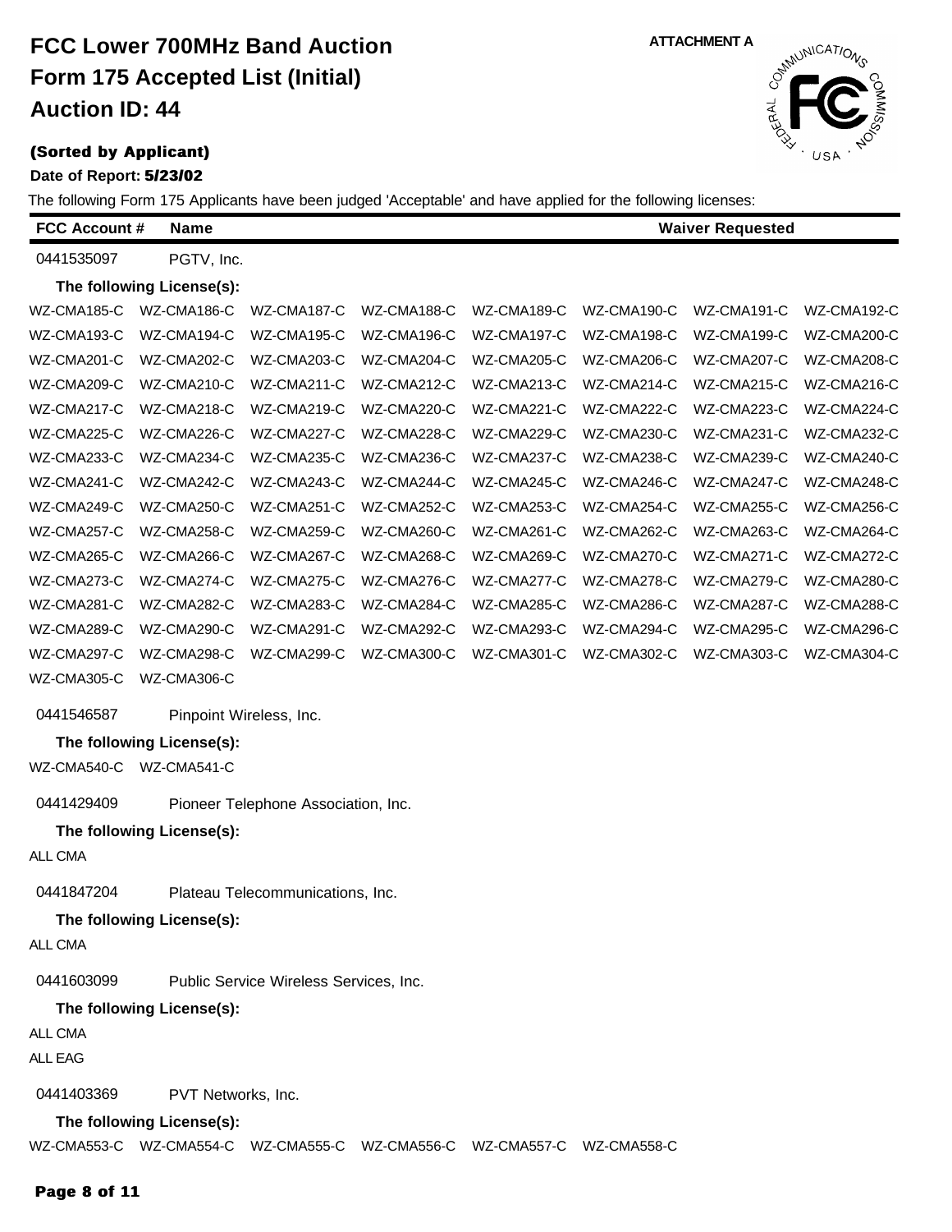# FCC Lower 700MHz Band Auction

# Form 175 Accepted List (Initial)

# Auction ID: 44

ATTACHMENT A

**(Sorted by Applicant)**

**Date of Report: 5/23/02**

The following Form 175 Applicants have been judged 'Acceptable' and have applied for the following licenses:

| FCC Account # | Name | Waiver Requested |
|---|---|---|

0441535097 PGTV, Inc.

**The following License(s):**

WZ-CMA185-C WZ-CMA186-C WZ-CMA187-C WZ-CMA188-C WZ-CMA189-C WZ-CMA190-C WZ-CMA191-C WZ-CMA192-C
WZ-CMA193-C WZ-CMA194-C WZ-CMA195-C WZ-CMA196-C WZ-CMA197-C WZ-CMA198-C WZ-CMA199-C WZ-CMA200-C
WZ-CMA201-C WZ-CMA202-C WZ-CMA203-C WZ-CMA204-C WZ-CMA205-C WZ-CMA206-C WZ-CMA207-C WZ-CMA208-C
WZ-CMA209-C WZ-CMA210-C WZ-CMA211-C WZ-CMA212-C WZ-CMA213-C WZ-CMA214-C WZ-CMA215-C WZ-CMA216-C
WZ-CMA217-C WZ-CMA218-C WZ-CMA219-C WZ-CMA220-C WZ-CMA221-C WZ-CMA222-C WZ-CMA223-C WZ-CMA224-C
WZ-CMA225-C WZ-CMA226-C WZ-CMA227-C WZ-CMA228-C WZ-CMA229-C WZ-CMA230-C WZ-CMA231-C WZ-CMA232-C
WZ-CMA233-C WZ-CMA234-C WZ-CMA235-C WZ-CMA236-C WZ-CMA237-C WZ-CMA238-C WZ-CMA239-C WZ-CMA240-C
WZ-CMA241-C WZ-CMA242-C WZ-CMA243-C WZ-CMA244-C WZ-CMA245-C WZ-CMA246-C WZ-CMA247-C WZ-CMA248-C
WZ-CMA249-C WZ-CMA250-C WZ-CMA251-C WZ-CMA252-C WZ-CMA253-C WZ-CMA254-C WZ-CMA255-C WZ-CMA256-C
WZ-CMA257-C WZ-CMA258-C WZ-CMA259-C WZ-CMA260-C WZ-CMA261-C WZ-CMA262-C WZ-CMA263-C WZ-CMA264-C
WZ-CMA265-C WZ-CMA266-C WZ-CMA267-C WZ-CMA268-C WZ-CMA269-C WZ-CMA270-C WZ-CMA271-C WZ-CMA272-C
WZ-CMA273-C WZ-CMA274-C WZ-CMA275-C WZ-CMA276-C WZ-CMA277-C WZ-CMA278-C WZ-CMA279-C WZ-CMA280-C
WZ-CMA281-C WZ-CMA282-C WZ-CMA283-C WZ-CMA284-C WZ-CMA285-C WZ-CMA286-C WZ-CMA287-C WZ-CMA288-C
WZ-CMA289-C WZ-CMA290-C WZ-CMA291-C WZ-CMA292-C WZ-CMA293-C WZ-CMA294-C WZ-CMA295-C WZ-CMA296-C
WZ-CMA297-C WZ-CMA298-C WZ-CMA299-C WZ-CMA300-C WZ-CMA301-C WZ-CMA302-C WZ-CMA303-C WZ-CMA304-C
WZ-CMA305-C WZ-CMA306-C

0441546587 Pinpoint Wireless, Inc.

**The following License(s):**

WZ-CMA540-C WZ-CMA541-C

0441429409 Pioneer Telephone Association, Inc.

**The following License(s):**

ALL CMA

0441847204 Plateau Telecommunications, Inc.

**The following License(s):**

ALL CMA

0441603099 Public Service Wireless Services, Inc.

**The following License(s):**

ALL CMA
ALL EAG

0441403369 PVT Networks, Inc.

**The following License(s):**

WZ-CMA553-C WZ-CMA554-C WZ-CMA555-C WZ-CMA556-C WZ-CMA557-C WZ-CMA558-C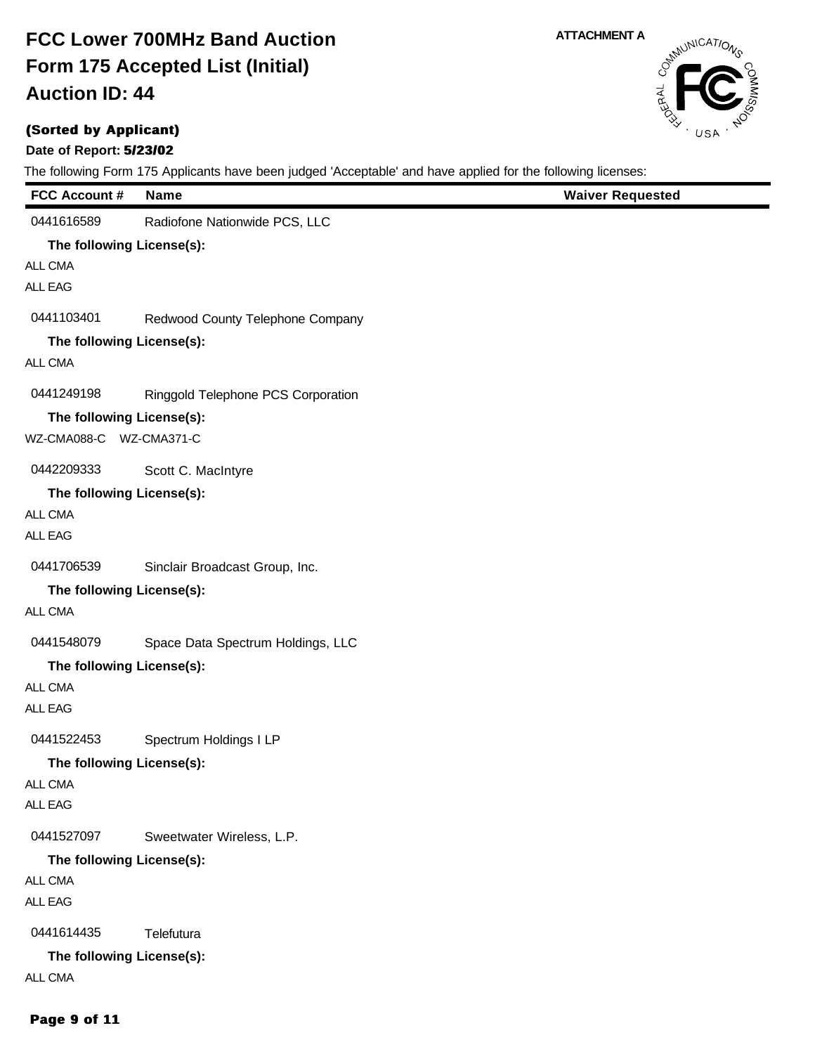# FCC Lower 700MHz Band Auction
# Form 175 Accepted List (Initial)
# Auction ID: 44

ATTACHMENT A

**(Sorted by Applicant)**

**Date of Report: 5/23/02**

The following Form 175 Applicants have been judged 'Acceptable' and have applied for the following licenses:

| FCC Account # | Name | Waiver Requested |
|---|---|---|
| 0441616589 | Radiofone Nationwide PCS, LLC | |

**The following License(s):**

ALL CMA

ALL EAG

| | | |
|---|---|---|
| 0441103401 | Redwood County Telephone Company | |

**The following License(s):**

ALL CMA

| | | |
|---|---|---|
| 0441249198 | Ringgold Telephone PCS Corporation | |

**The following License(s):**

WZ-CMA088-C WZ-CMA371-C

| | | |
|---|---|---|
| 0442209333 | Scott C. MacIntyre | |

**The following License(s):**

ALL CMA

ALL EAG

| | | |
|---|---|---|
| 0441706539 | Sinclair Broadcast Group, Inc. | |

**The following License(s):**

ALL CMA

| | | |
|---|---|---|
| 0441548079 | Space Data Spectrum Holdings, LLC | |

**The following License(s):**

ALL CMA

ALL EAG

| | | |
|---|---|---|
| 0441522453 | Spectrum Holdings I LP | |

**The following License(s):**

ALL CMA

ALL EAG

| | | |
|---|---|---|
| 0441527097 | Sweetwater Wireless, L.P. | |

**The following License(s):**

ALL CMA

ALL EAG

| | | |
|---|---|---|
| 0441614435 | Telefutura | |

**The following License(s):**

ALL CMA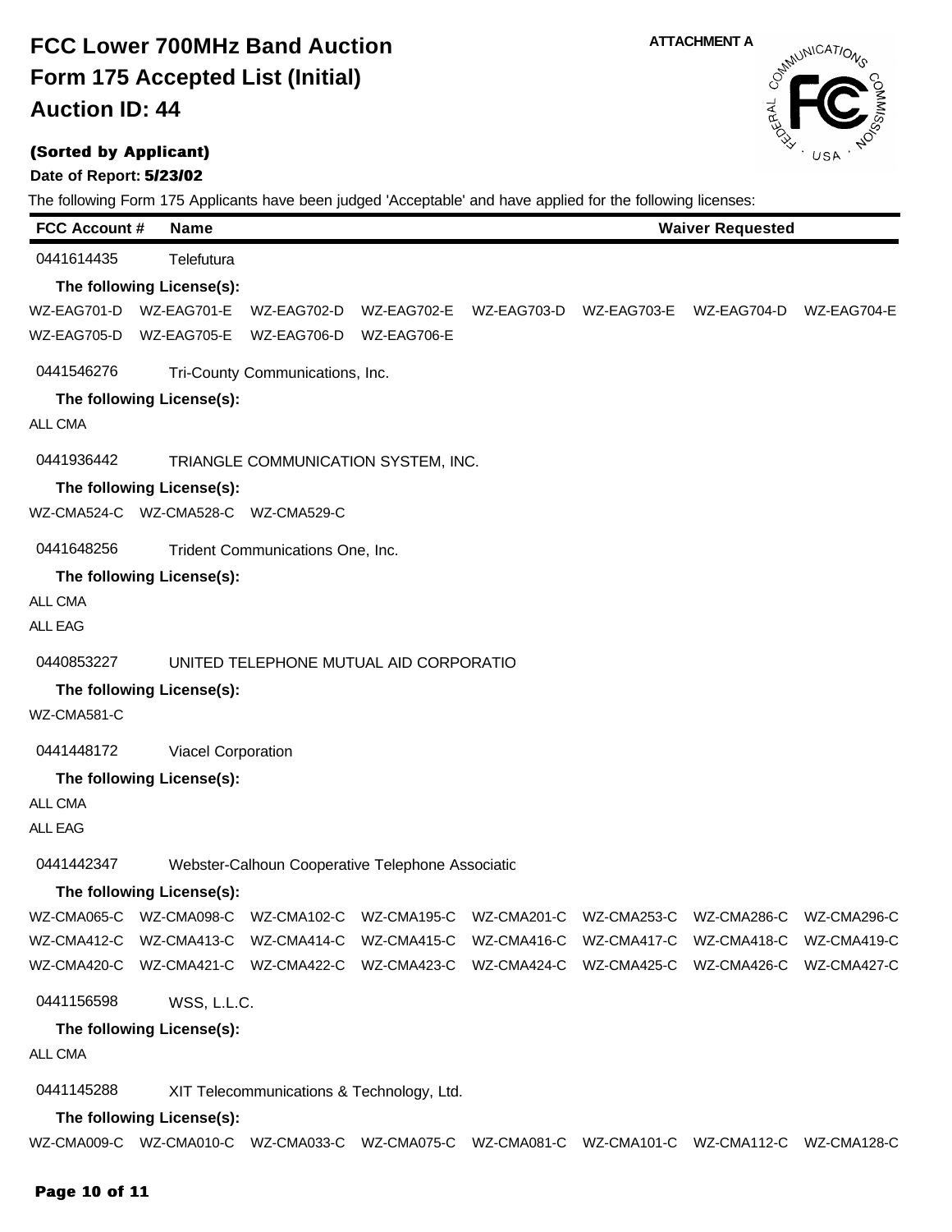# FCC Lower 700MHz Band Auction
# Form 175 Accepted List (Initial)
# Auction ID: 44

ATTACHMENT A

**(Sorted by Applicant)**

**Date of Report: 5/23/02**

The following Form 175 Applicants have been judged 'Acceptable' and have applied for the following licenses:

| FCC Account # | Name | Waiver Requested |
|---|---|---|

0441614435 Telefutura

**The following License(s):**

WZ-EAG701-D WZ-EAG701-E WZ-EAG702-D WZ-EAG702-E WZ-EAG703-D WZ-EAG703-E WZ-EAG704-D WZ-EAG704-E
WZ-EAG705-D WZ-EAG705-E WZ-EAG706-D WZ-EAG706-E

0441546276 Tri-County Communications, Inc.

**The following License(s):**

ALL CMA

0441936442 TRIANGLE COMMUNICATION SYSTEM, INC.

**The following License(s):**

WZ-CMA524-C WZ-CMA528-C WZ-CMA529-C

0441648256 Trident Communications One, Inc.

**The following License(s):**

ALL CMA
ALL EAG

0440853227 UNITED TELEPHONE MUTUAL AID CORPORATIO

**The following License(s):**

WZ-CMA581-C

0441448172 Viacel Corporation

**The following License(s):**

ALL CMA
ALL EAG

0441442347 Webster-Calhoun Cooperative Telephone Associatic

**The following License(s):**

WZ-CMA065-C WZ-CMA098-C WZ-CMA102-C WZ-CMA195-C WZ-CMA201-C WZ-CMA253-C WZ-CMA286-C WZ-CMA296-C
WZ-CMA412-C WZ-CMA413-C WZ-CMA414-C WZ-CMA415-C WZ-CMA416-C WZ-CMA417-C WZ-CMA418-C WZ-CMA419-C
WZ-CMA420-C WZ-CMA421-C WZ-CMA422-C WZ-CMA423-C WZ-CMA424-C WZ-CMA425-C WZ-CMA426-C WZ-CMA427-C

0441156598 WSS, L.L.C.

**The following License(s):**

ALL CMA

0441145288 XIT Telecommunications & Technology, Ltd.

**The following License(s):**

WZ-CMA009-C WZ-CMA010-C WZ-CMA033-C WZ-CMA075-C WZ-CMA081-C WZ-CMA101-C WZ-CMA112-C WZ-CMA128-C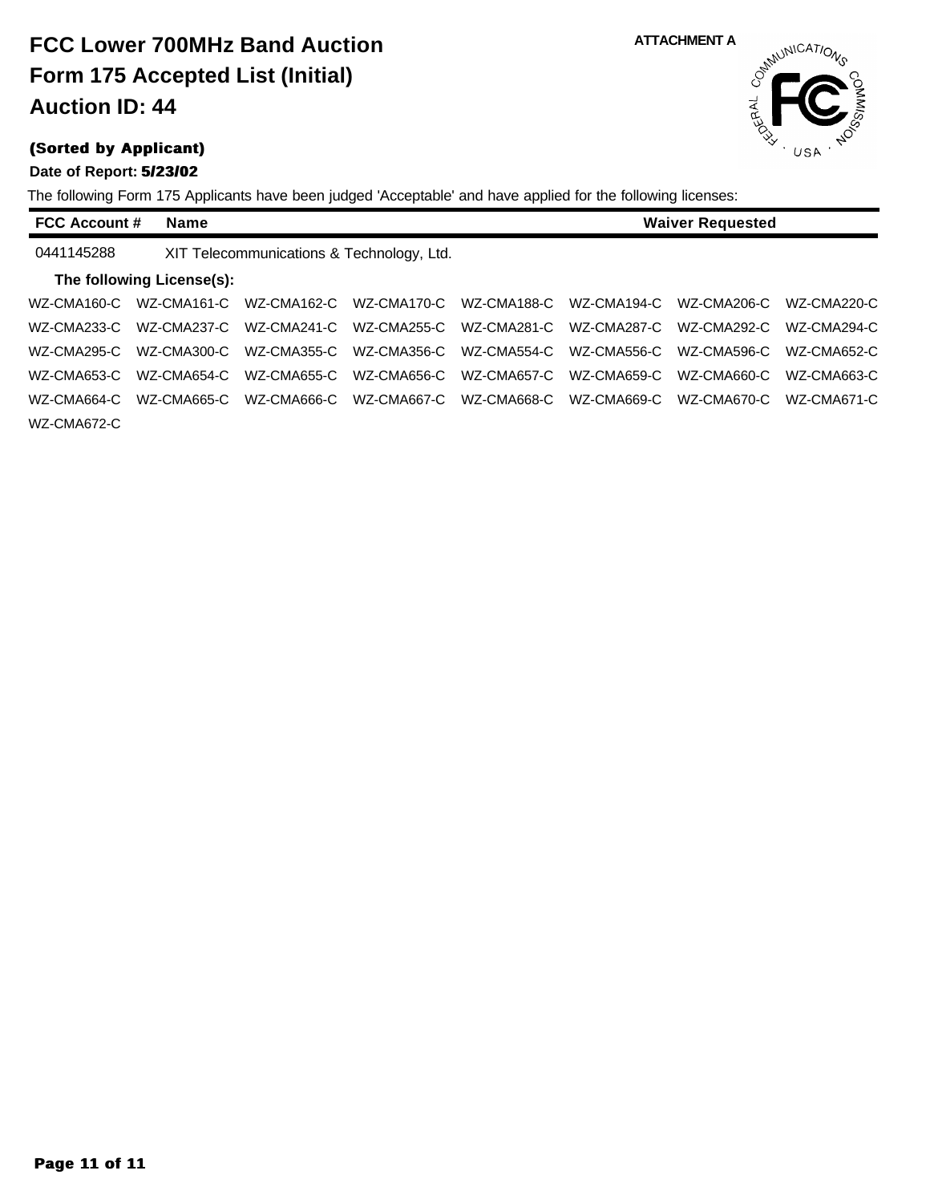# FCC Lower 700MHz Band Auction
# Form 175 Accepted List (Initial)
# Auction ID: 44

ATTACHMENT A

**(Sorted by Applicant)**

**Date of Report: 5/23/02**

The following Form 175 Applicants have been judged 'Acceptable' and have applied for the following licenses:

| FCC Account # | Name | Waiver Requested |
|---|---|---|
| 0441145288 | XIT Telecommunications & Technology, Ltd. | |

**The following License(s):**

| | | | | | | | |
|---|---|---|---|---|---|---|---|
| WZ-CMA160-C | WZ-CMA161-C | WZ-CMA162-C | WZ-CMA170-C | WZ-CMA188-C | WZ-CMA194-C | WZ-CMA206-C | WZ-CMA220-C |
| WZ-CMA233-C | WZ-CMA237-C | WZ-CMA241-C | WZ-CMA255-C | WZ-CMA281-C | WZ-CMA287-C | WZ-CMA292-C | WZ-CMA294-C |
| WZ-CMA295-C | WZ-CMA300-C | WZ-CMA355-C | WZ-CMA356-C | WZ-CMA554-C | WZ-CMA556-C | WZ-CMA596-C | WZ-CMA652-C |
| WZ-CMA653-C | WZ-CMA654-C | WZ-CMA655-C | WZ-CMA656-C | WZ-CMA657-C | WZ-CMA659-C | WZ-CMA660-C | WZ-CMA663-C |
| WZ-CMA664-C | WZ-CMA665-C | WZ-CMA666-C | WZ-CMA667-C | WZ-CMA668-C | WZ-CMA669-C | WZ-CMA670-C | WZ-CMA671-C |
| WZ-CMA672-C | | | | | | | |